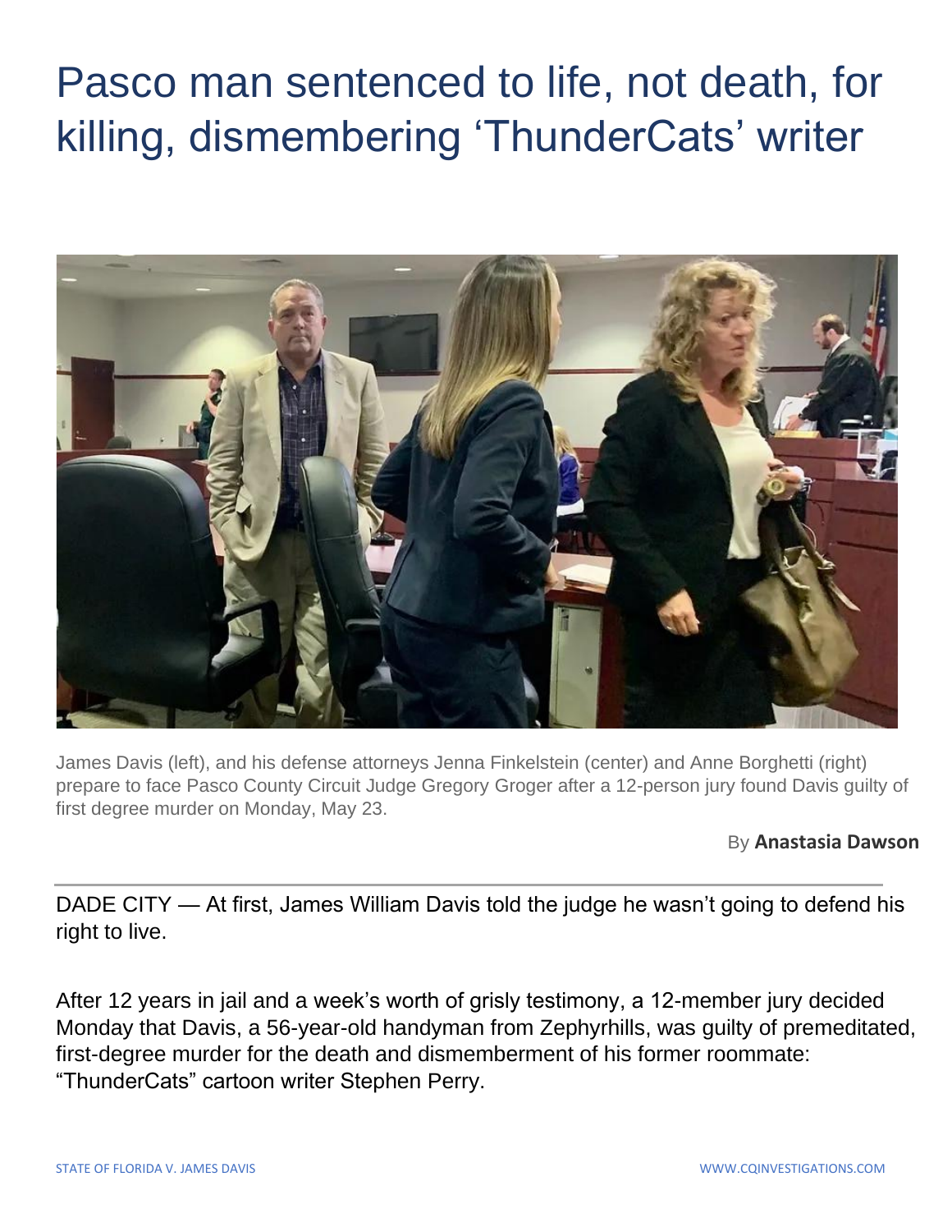# Pasco man sentenced to life, not death, for killing, dismembering 'ThunderCats' writer

James Davis (left), and his defense attorneys Jenna Finkelstein (center) and Anne Borghetti (right) prepare to face Pasco County Circuit Judge Gregory Groger after a 12-person jury found Davis guilty of first degree murder on Monday, May 23.

By **Anastasia Dawson**

---

DADE CITY — At first, James William Davis told the judge he wasn't going to defend his right to live.

After 12 years in jail and a week's worth of grisly testimony, a 12-member jury decided Monday that Davis, a 56-year-old handyman from Zephyrhills, was guilty of premeditated, first-degree murder for the death and dismemberment of his former roommate: "ThunderCats" cartoon writer Stephen Perry.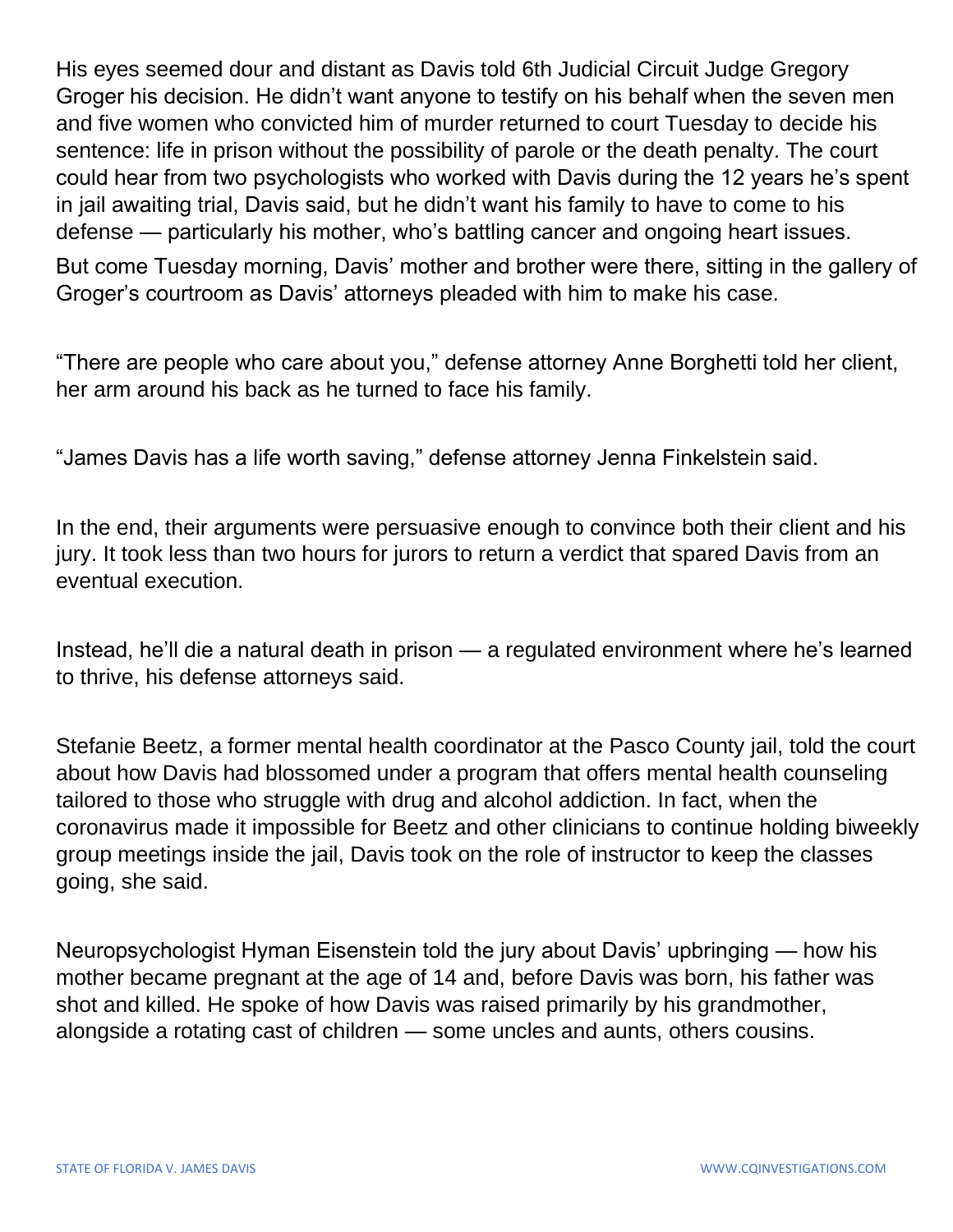His eyes seemed dour and distant as Davis told 6th Judicial Circuit Judge Gregory Groger his decision. He didn't want anyone to testify on his behalf when the seven men and five women who convicted him of murder returned to court Tuesday to decide his sentence: life in prison without the possibility of parole or the death penalty. The court could hear from two psychologists who worked with Davis during the 12 years he's spent in jail awaiting trial, Davis said, but he didn't want his family to have to come to his defense — particularly his mother, who's battling cancer and ongoing heart issues.

But come Tuesday morning, Davis' mother and brother were there, sitting in the gallery of Groger's courtroom as Davis' attorneys pleaded with him to make his case.

"There are people who care about you," defense attorney Anne Borghetti told her client, her arm around his back as he turned to face his family.

"James Davis has a life worth saving," defense attorney Jenna Finkelstein said.

In the end, their arguments were persuasive enough to convince both their client and his jury. It took less than two hours for jurors to return a verdict that spared Davis from an eventual execution.

Instead, he'll die a natural death in prison — a regulated environment where he's learned to thrive, his defense attorneys said.

Stefanie Beetz, a former mental health coordinator at the Pasco County jail, told the court about how Davis had blossomed under a program that offers mental health counseling tailored to those who struggle with drug and alcohol addiction. In fact, when the coronavirus made it impossible for Beetz and other clinicians to continue holding biweekly group meetings inside the jail, Davis took on the role of instructor to keep the classes going, she said.

Neuropsychologist Hyman Eisenstein told the jury about Davis' upbringing — how his mother became pregnant at the age of 14 and, before Davis was born, his father was shot and killed. He spoke of how Davis was raised primarily by his grandmother, alongside a rotating cast of children — some uncles and aunts, others cousins.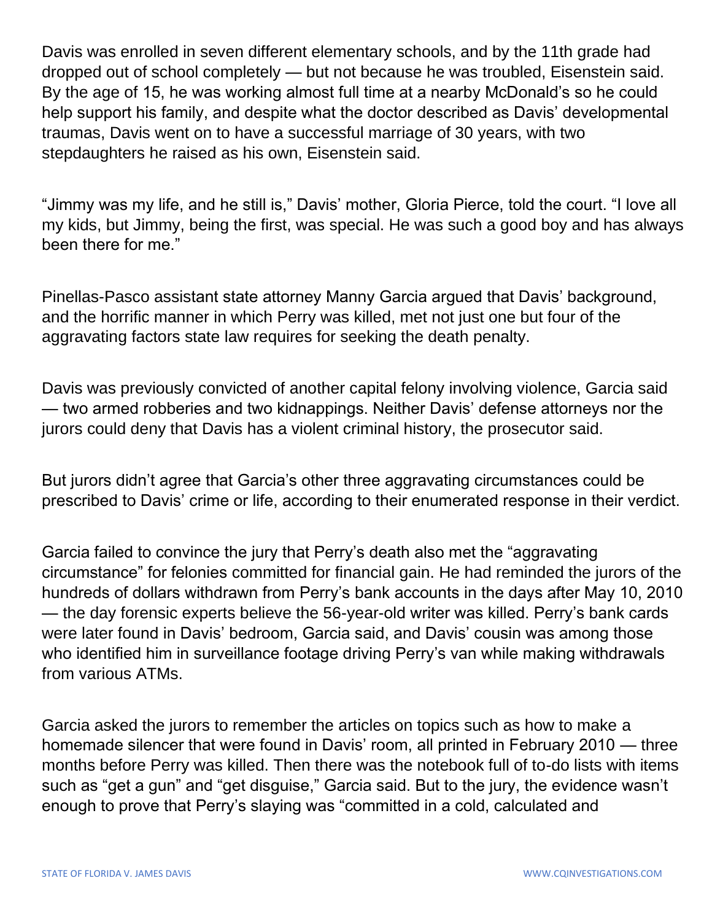Davis was enrolled in seven different elementary schools, and by the 11th grade had dropped out of school completely — but not because he was troubled, Eisenstein said. By the age of 15, he was working almost full time at a nearby McDonald's so he could help support his family, and despite what the doctor described as Davis' developmental traumas, Davis went on to have a successful marriage of 30 years, with two stepdaughters he raised as his own, Eisenstein said.

"Jimmy was my life, and he still is," Davis' mother, Gloria Pierce, told the court. "I love all my kids, but Jimmy, being the first, was special. He was such a good boy and has always been there for me."

Pinellas-Pasco assistant state attorney Manny Garcia argued that Davis' background, and the horrific manner in which Perry was killed, met not just one but four of the aggravating factors state law requires for seeking the death penalty.

Davis was previously convicted of another capital felony involving violence, Garcia said — two armed robberies and two kidnappings. Neither Davis' defense attorneys nor the jurors could deny that Davis has a violent criminal history, the prosecutor said.

But jurors didn't agree that Garcia's other three aggravating circumstances could be prescribed to Davis' crime or life, according to their enumerated response in their verdict.

Garcia failed to convince the jury that Perry's death also met the "aggravating circumstance" for felonies committed for financial gain. He had reminded the jurors of the hundreds of dollars withdrawn from Perry's bank accounts in the days after May 10, 2010 — the day forensic experts believe the 56-year-old writer was killed. Perry's bank cards were later found in Davis' bedroom, Garcia said, and Davis' cousin was among those who identified him in surveillance footage driving Perry's van while making withdrawals from various ATMs.

Garcia asked the jurors to remember the articles on topics such as how to make a homemade silencer that were found in Davis' room, all printed in February 2010 — three months before Perry was killed. Then there was the notebook full of to-do lists with items such as "get a gun" and "get disguise," Garcia said. But to the jury, the evidence wasn't enough to prove that Perry's slaying was "committed in a cold, calculated and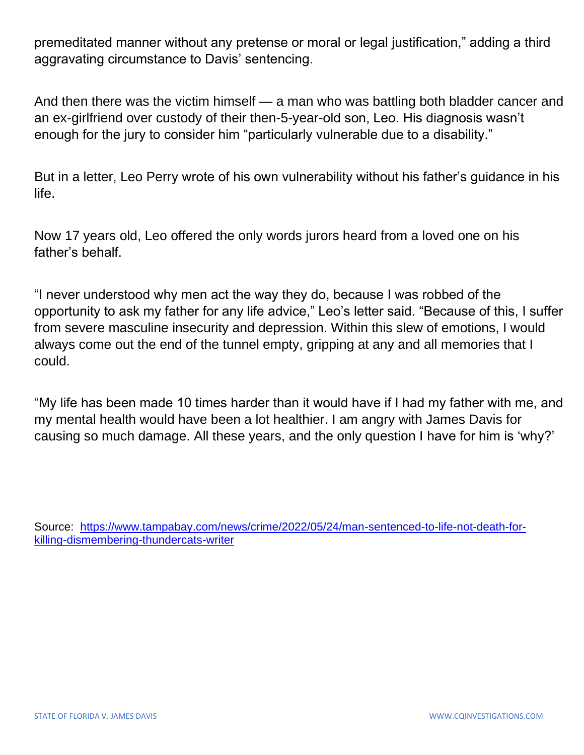premeditated manner without any pretense or moral or legal justification," adding a third aggravating circumstance to Davis' sentencing.

And then there was the victim himself — a man who was battling both bladder cancer and an ex-girlfriend over custody of their then-5-year-old son, Leo. His diagnosis wasn't enough for the jury to consider him "particularly vulnerable due to a disability."

But in a letter, Leo Perry wrote of his own vulnerability without his father's guidance in his life.

Now 17 years old, Leo offered the only words jurors heard from a loved one on his father's behalf.

"I never understood why men act the way they do, because I was robbed of the opportunity to ask my father for any life advice," Leo's letter said. "Because of this, I suffer from severe masculine insecurity and depression. Within this slew of emotions, I would always come out the end of the tunnel empty, gripping at any and all memories that I could.

"My life has been made 10 times harder than it would have if I had my father with me, and my mental health would have been a lot healthier. I am angry with James Davis for causing so much damage. All these years, and the only question I have for him is 'why?'

Source: [https://www.tampabay.com/news/crime/2022/05/24/man-sentenced-to-life-not-death-for-killing-dismembering-thundercats-writer](https://www.tampabay.com/news/crime/2022/05/24/man-sentenced-to-life-not-death-for-killing-dismembering-thundercats-writer)